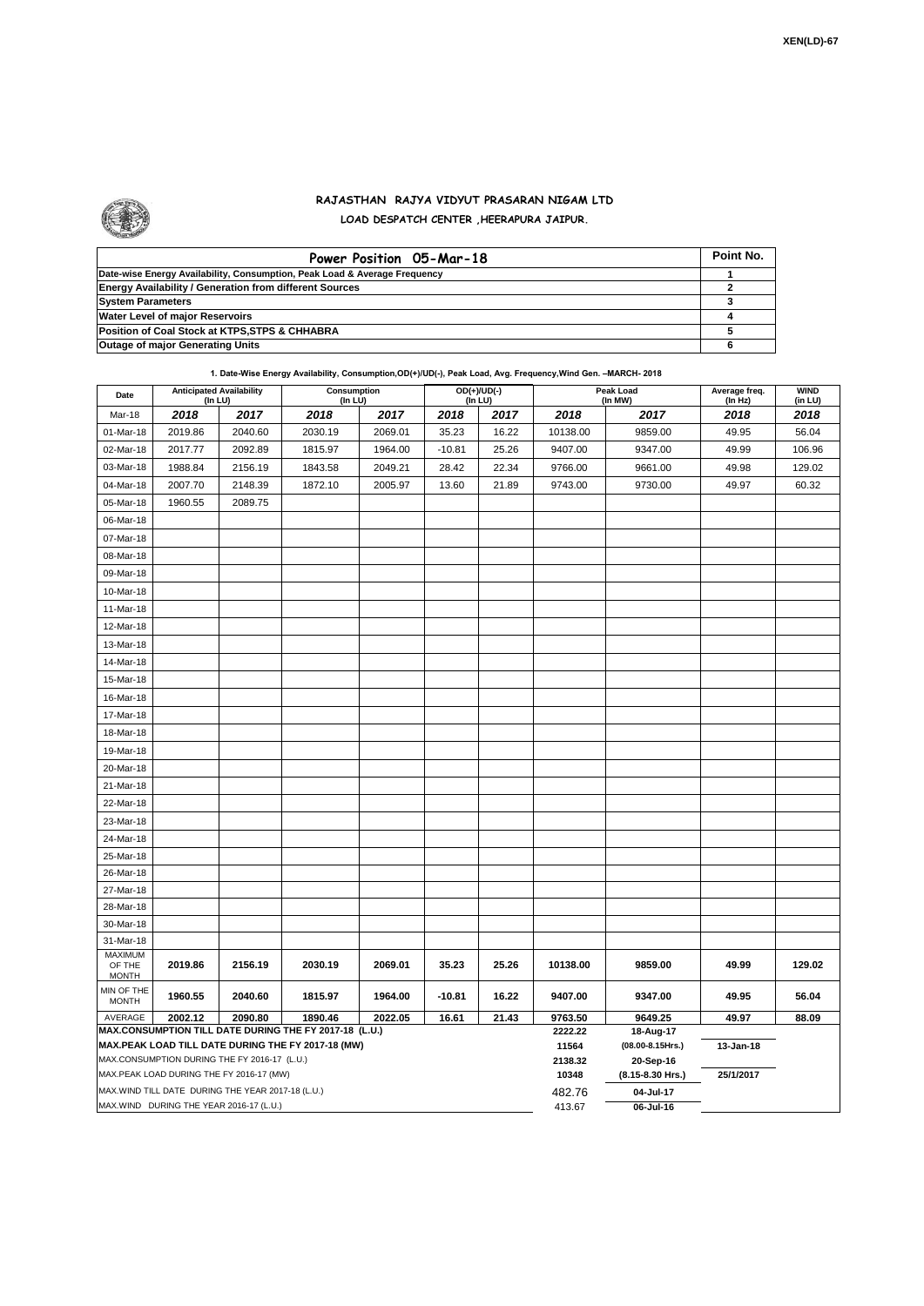XEN(LD)-67

# RAJASTHAN RAJYA VIDYUT PRASARAN NIGAM LTD

## LOAD DESPATCH CENTER ,HEERAPURA JAIPUR.

| Power Position 05-Mar-18 | Point No. |
|---|---|
| Date-wise Energy Availability, Consumption, Peak Load & Average Frequency | 1 |
| Energy Availability / Generation from different Sources | 2 |
| System Parameters | 3 |
| Water Level of major Reservoirs | 4 |
| Position of Coal Stock at KTPS,STPS & CHHABRA | 5 |
| Outage of major Generating Units | 6 |

**1. Date-Wise Energy Availability, Consumption,OD(+)/UD(-), Peak Load, Avg. Frequency,Wind Gen. –MARCH- 2018**

| Date | Anticipated Availability (In LU) | | Consumption (In LU) | | OD(+)/UD(-) (In LU) | | Peak Load (In MW) | | Average freq. (In Hz) | WIND (in LU) |
|---|---|---|---|---|---|---|---|---|---|---|
| Mar-18 | 2018 | 2017 | 2018 | 2017 | 2018 | 2017 | 2018 | 2017 | 2018 | 2018 |
| 01-Mar-18 | 2019.86 | 2040.60 | 2030.19 | 2069.01 | 35.23 | 16.22 | 10138.00 | 9859.00 | 49.95 | 56.04 |
| 02-Mar-18 | 2017.77 | 2092.89 | 1815.97 | 1964.00 | -10.81 | 25.26 | 9407.00 | 9347.00 | 49.99 | 106.96 |
| 03-Mar-18 | 1988.84 | 2156.19 | 1843.58 | 2049.21 | 28.42 | 22.34 | 9766.00 | 9661.00 | 49.98 | 129.02 |
| 04-Mar-18 | 2007.70 | 2148.39 | 1872.10 | 2005.97 | 13.60 | 21.89 | 9743.00 | 9730.00 | 49.97 | 60.32 |
| 05-Mar-18 | 1960.55 | 2089.75 | | | | | | | | |
| 06-Mar-18 | | | | | | | | | | |
| 07-Mar-18 | | | | | | | | | | |
| 08-Mar-18 | | | | | | | | | | |
| 09-Mar-18 | | | | | | | | | | |
| 10-Mar-18 | | | | | | | | | | |
| 11-Mar-18 | | | | | | | | | | |
| 12-Mar-18 | | | | | | | | | | |
| 13-Mar-18 | | | | | | | | | | |
| 14-Mar-18 | | | | | | | | | | |
| 15-Mar-18 | | | | | | | | | | |
| 16-Mar-18 | | | | | | | | | | |
| 17-Mar-18 | | | | | | | | | | |
| 18-Mar-18 | | | | | | | | | | |
| 19-Mar-18 | | | | | | | | | | |
| 20-Mar-18 | | | | | | | | | | |
| 21-Mar-18 | | | | | | | | | | |
| 22-Mar-18 | | | | | | | | | | |
| 23-Mar-18 | | | | | | | | | | |
| 24-Mar-18 | | | | | | | | | | |
| 25-Mar-18 | | | | | | | | | | |
| 26-Mar-18 | | | | | | | | | | |
| 27-Mar-18 | | | | | | | | | | |
| 28-Mar-18 | | | | | | | | | | |
| 30-Mar-18 | | | | | | | | | | |
| 31-Mar-18 | | | | | | | | | | |
| MAXIMUM OF THE MONTH | 2019.86 | 2156.19 | 2030.19 | 2069.01 | 35.23 | 25.26 | 10138.00 | 9859.00 | 49.99 | 129.02 |
| MIN OF THE MONTH | 1960.55 | 2040.60 | 1815.97 | 1964.00 | -10.81 | 16.22 | 9407.00 | 9347.00 | 49.95 | 56.04 |
| AVERAGE | 2002.12 | 2090.80 | 1890.46 | 2022.05 | 16.61 | 21.43 | 9763.50 | 9649.25 | 49.97 | 88.09 |
| MAX.CONSUMPTION TILL DATE DURING THE FY 2017-18 (L.U.) | | | | | | | 2222.22 | 18-Aug-17 | | |
| MAX.PEAK LOAD TILL DATE DURING THE FY 2017-18 (MW) | | | | | | | 11564 | (08.00-8.15Hrs.) | 13-Jan-18 | |
| MAX.CONSUMPTION DURING THE FY 2016-17 (L.U.) | | | | | | | 2138.32 | 20-Sep-16 | | |
| MAX.PEAK LOAD DURING THE FY 2016-17 (MW) | | | | | | | 10348 | (8.15-8.30 Hrs.) | 25/1/2017 | |
| MAX.WIND TILL DATE DURING THE YEAR 2017-18 (L.U.) | | | | | | | 482.76 | 04-Jul-17 | | |
| MAX.WIND DURING THE YEAR 2016-17 (L.U.) | | | | | | | 413.67 | 06-Jul-16 | | |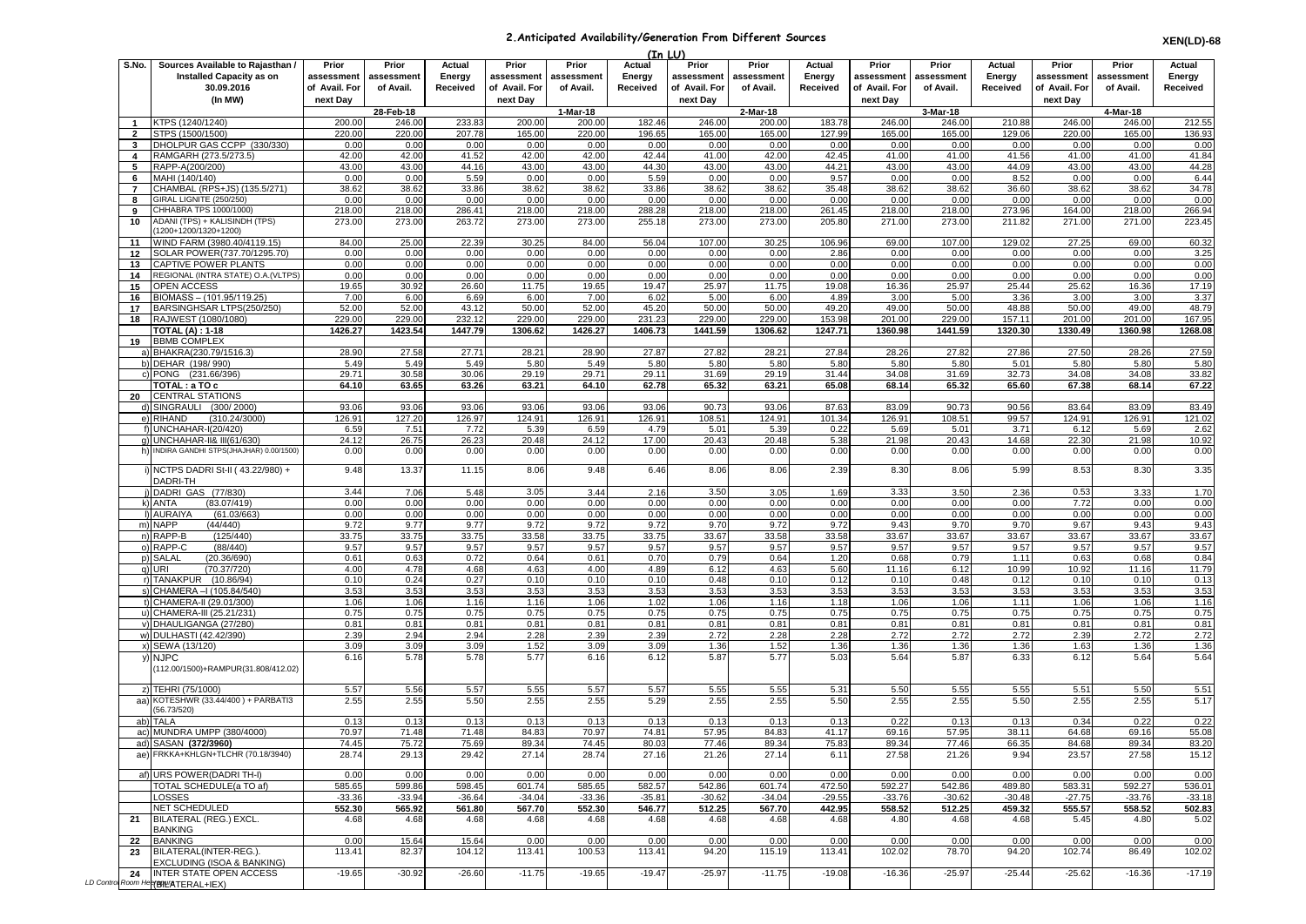## 2.Anticipated Availability/Generation From Different Sources

XEN(LD)-68

(In LU)

| S.No. | Sources Available to Rajasthan / Installed Capacity as on 30.09.2016 (In MW) | Prior assessment of Avail. For next Day | Prior assessment of Avail. | Actual Energy Received | Prior assessment of Avail. For next Day | Prior assessment of Avail. | Actual Energy Received | Prior assessment of Avail. For next Day | Prior assessment of Avail. | Actual Energy Received | Prior assessment of Avail. For next Day | Prior assessment of Avail. | Actual Energy Received | Prior assessment of Avail. For next Day | Prior assessment of Avail. | Actual Energy Received |
|---|---|---|---|---|---|---|---|---|---|---|---|---|---|---|---|---|
| | | | 28-Feb-18 | | | 1-Mar-18 | | | 2-Mar-18 | | | 3-Mar-18 | | | 4-Mar-18 | |
| 1 | KTPS (1240/1240) | 200.00 | 246.00 | 233.83 | 200.00 | 200.00 | 182.46 | 246.00 | 200.00 | 183.78 | 246.00 | 246.00 | 210.88 | 246.00 | 246.00 | 212.55 |
| 2 | STPS (1500/1500) | 220.00 | 220.00 | 207.78 | 165.00 | 220.00 | 196.65 | 165.00 | 165.00 | 127.99 | 165.00 | 165.00 | 129.06 | 220.00 | 165.00 | 136.93 |
| 3 | DHOLPUR GAS CCPP (330/330) | 0.00 | 0.00 | 0.00 | 0.00 | 0.00 | 0.00 | 0.00 | 0.00 | 0.00 | 0.00 | 0.00 | 0.00 | 0.00 | 0.00 | 0.00 |
| 4 | RAMGARH (273.5/273.5) | 42.00 | 42.00 | 41.52 | 42.00 | 42.00 | 42.44 | 41.00 | 42.00 | 42.45 | 41.00 | 41.00 | 41.56 | 41.00 | 41.00 | 41.84 |
| 5 | RAPP-A(200/200) | 43.00 | 43.00 | 44.16 | 43.00 | 43.00 | 44.30 | 43.00 | 43.00 | 44.21 | 43.00 | 43.00 | 44.09 | 43.00 | 43.00 | 44.28 |
| 6 | MAHI (140/140) | 0.00 | 0.00 | 5.59 | 0.00 | 0.00 | 5.59 | 0.00 | 0.00 | 9.57 | 0.00 | 0.00 | 8.52 | 0.00 | 0.00 | 6.44 |
| 7 | CHAMBAL (RPS+JS) (135.5/271) | 38.62 | 38.62 | 33.86 | 38.62 | 38.62 | 33.86 | 38.62 | 38.62 | 35.48 | 38.62 | 38.62 | 36.60 | 38.62 | 38.62 | 34.78 |
| 8 | GIRAL LIGNITE (250/250) | 0.00 | 0.00 | 0.00 | 0.00 | 0.00 | 0.00 | 0.00 | 0.00 | 0.00 | 0.00 | 0.00 | 0.00 | 0.00 | 0.00 | 0.00 |
| 9 | CHHABRA TPS 1000/1000) | 218.00 | 218.00 | 286.41 | 218.00 | 218.00 | 288.28 | 218.00 | 218.00 | 261.45 | 218.00 | 218.00 | 273.96 | 164.00 | 218.00 | 266.94 |
| 10 | ADANI (TPS) + KALISINDH (TPS) (1200+1200/1320+1200) | 273.00 | 273.00 | 263.72 | 273.00 | 273.00 | 255.18 | 273.00 | 273.00 | 205.80 | 271.00 | 273.00 | 211.82 | 271.00 | 271.00 | 223.45 |
| 11 | WIND FARM (3980.40/4119.15) | 84.00 | 25.00 | 22.39 | 30.25 | 84.00 | 56.04 | 107.00 | 30.25 | 106.96 | 69.00 | 107.00 | 129.02 | 27.25 | 69.00 | 60.32 |
| 12 | SOLAR POWER(737.70/1295.70) | 0.00 | 0.00 | 0.00 | 0.00 | 0.00 | 0.00 | 0.00 | 0.00 | 2.86 | 0.00 | 0.00 | 0.00 | 0.00 | 0.00 | 3.25 |
| 13 | CAPTIVE POWER PLANTS | 0.00 | 0.00 | 0.00 | 0.00 | 0.00 | 0.00 | 0.00 | 0.00 | 0.00 | 0.00 | 0.00 | 0.00 | 0.00 | 0.00 | 0.00 |
| 14 | REGIONAL (INTRA STATE) O.A.(VLTPS) | 0.00 | 0.00 | 0.00 | 0.00 | 0.00 | 0.00 | 0.00 | 0.00 | 0.00 | 0.00 | 0.00 | 0.00 | 0.00 | 0.00 | 0.00 |
| 15 | OPEN ACCESS | 19.65 | 30.92 | 26.60 | 11.75 | 19.65 | 19.47 | 25.97 | 11.75 | 19.08 | 16.36 | 25.97 | 25.44 | 25.62 | 16.36 | 17.19 |
| 16 | BIOMASS – (101.95/119.25) | 7.00 | 6.00 | 6.69 | 6.00 | 7.00 | 6.02 | 5.00 | 6.00 | 4.89 | 3.00 | 5.00 | 3.36 | 3.00 | 3.00 | 3.37 |
| 17 | BARSINGHSAR LTPS(250/250) | 52.00 | 52.00 | 43.12 | 50.00 | 52.00 | 45.20 | 50.00 | 50.00 | 49.20 | 49.00 | 50.00 | 48.88 | 50.00 | 49.00 | 48.79 |
| 18 | RAJWEST (1080/1080) | 229.00 | 229.00 | 232.12 | 229.00 | 229.00 | 231.23 | 229.00 | 229.00 | 153.98 | 201.00 | 229.00 | 157.11 | 201.00 | 201.00 | 167.95 |
| | TOTAL (A) : 1-18 | 1426.27 | 1423.54 | 1447.79 | 1306.62 | 1426.27 | 1406.73 | 1441.59 | 1306.62 | 1247.71 | 1360.98 | 1441.59 | 1320.30 | 1330.49 | 1360.98 | 1268.08 |
| 19 | BBMB COMPLEX | | | | | | | | | | | | | | | |
| | a) BHAKRA(230.79/1516.3) | 28.90 | 27.58 | 27.71 | 28.21 | 28.90 | 27.87 | 27.82 | 28.21 | 27.84 | 28.26 | 27.82 | 27.86 | 27.50 | 28.26 | 27.59 |
| | b) DEHAR (198/ 990) | 5.49 | 5.49 | 5.49 | 5.80 | 5.49 | 5.80 | 5.80 | 5.80 | 5.80 | 5.80 | 5.80 | 5.01 | 5.80 | 5.80 | 5.80 |
| | c) PONG (231.66/396) | 29.71 | 30.58 | 30.06 | 29.19 | 29.71 | 29.11 | 31.69 | 29.19 | 31.44 | 34.08 | 31.69 | 32.73 | 34.08 | 34.08 | 33.82 |
| | TOTAL : a TO c | 64.10 | 63.65 | 63.26 | 63.21 | 64.10 | 62.78 | 65.32 | 63.21 | 65.08 | 68.14 | 65.32 | 65.60 | 67.38 | 68.14 | 67.22 |
| 20 | CENTRAL STATIONS | | | | | | | | | | | | | | | |
| | d) SINGRAULI (300/ 2000) | 93.06 | 93.06 | 93.06 | 93.06 | 93.06 | 93.06 | 90.73 | 93.06 | 87.63 | 83.09 | 90.73 | 90.56 | 83.64 | 83.09 | 83.49 |
| | e) RIHAND (310.24/3000) | 126.91 | 127.20 | 126.97 | 124.91 | 126.91 | 126.91 | 108.51 | 124.91 | 101.34 | 126.91 | 108.51 | 99.57 | 124.91 | 126.91 | 121.02 |
| | f) UNCHAHAR-I(20/420) | 6.59 | 7.51 | 7.72 | 5.39 | 6.59 | 4.79 | 5.01 | 5.39 | 0.22 | 5.69 | 5.01 | 3.71 | 6.12 | 5.69 | 2.62 |
| | g) UNCHAHAR-II& III(61/630) | 24.12 | 26.75 | 26.23 | 20.48 | 24.12 | 17.00 | 20.43 | 20.48 | 5.38 | 21.98 | 20.43 | 14.68 | 22.30 | 21.98 | 10.92 |
| | h) INDIRA GANDHI STPS(JHAJHAR) 0.00/1500) | 0.00 | 0.00 | 0.00 | 0.00 | 0.00 | 0.00 | 0.00 | 0.00 | 0.00 | 0.00 | 0.00 | 0.00 | 0.00 | 0.00 | 0.00 |
| | i) NCTPS DADRI St-II ( 43.22/980) + DADRI-TH | 9.48 | 13.37 | 11.15 | 8.06 | 9.48 | 6.46 | 8.06 | 8.06 | 2.39 | 8.30 | 8.06 | 5.99 | 8.53 | 8.30 | 3.35 |
| | j) DADRI GAS (77/830) | 3.44 | 7.06 | 5.48 | 3.05 | 3.44 | 2.16 | 3.50 | 3.05 | 1.69 | 3.33 | 3.50 | 2.36 | 0.53 | 3.33 | 1.70 |
| | k) ANTA (83.07/419) | 0.00 | 0.00 | 0.00 | 0.00 | 0.00 | 0.00 | 0.00 | 0.00 | 0.00 | 0.00 | 0.00 | 0.00 | 7.72 | 0.00 | 0.00 |
| | l) AURAIYA (61.03/663) | 0.00 | 0.00 | 0.00 | 0.00 | 0.00 | 0.00 | 0.00 | 0.00 | 0.00 | 0.00 | 0.00 | 0.00 | 0.00 | 0.00 | 0.00 |
| | m) NAPP (44/440) | 9.72 | 9.77 | 9.77 | 9.72 | 9.72 | 9.72 | 9.70 | 9.72 | 9.72 | 9.43 | 9.70 | 9.70 | 9.67 | 9.43 | 9.43 |
| | n) RAPP-B (125/440) | 33.75 | 33.75 | 33.75 | 33.58 | 33.75 | 33.75 | 33.67 | 33.58 | 33.58 | 33.67 | 33.67 | 33.67 | 33.67 | 33.67 | 33.67 |
| | o) RAPP-C (88/440) | 9.57 | 9.57 | 9.57 | 9.57 | 9.57 | 9.57 | 9.57 | 9.57 | 9.57 | 9.57 | 9.57 | 9.57 | 9.57 | 9.57 | 9.57 |
| | p) SALAL (20.36/690) | 0.61 | 0.63 | 0.72 | 0.64 | 0.61 | 0.70 | 0.79 | 0.64 | 1.20 | 0.68 | 0.79 | 1.11 | 0.63 | 0.68 | 0.84 |
| | q) URI (70.37/720) | 4.00 | 4.78 | 4.68 | 4.63 | 4.00 | 4.89 | 6.12 | 4.63 | 5.60 | 11.16 | 6.12 | 10.99 | 10.92 | 11.16 | 11.79 |
| | r) TANAKPUR (10.86/94) | 0.10 | 0.24 | 0.27 | 0.10 | 0.10 | 0.10 | 0.48 | 0.10 | 0.12 | 0.10 | 0.48 | 0.12 | 0.10 | 0.10 | 0.13 |
| | s) CHAMERA –I (105.84/540) | 3.53 | 3.53 | 3.53 | 3.53 | 3.53 | 3.53 | 3.53 | 3.53 | 3.53 | 3.53 | 3.53 | 3.53 | 3.53 | 3.53 | 3.53 |
| | t) CHAMERA-II (29.01/300) | 1.06 | 1.06 | 1.16 | 1.16 | 1.06 | 1.02 | 1.06 | 1.16 | 1.18 | 1.06 | 1.06 | 1.11 | 1.06 | 1.06 | 1.16 |
| | u) CHAMERA-III (25.21/231) | 0.75 | 0.75 | 0.75 | 0.75 | 0.75 | 0.75 | 0.75 | 0.75 | 0.75 | 0.75 | 0.75 | 0.75 | 0.75 | 0.75 | 0.75 |
| | v) DHAULIGANGA (27/280) | 0.81 | 0.81 | 0.81 | 0.81 | 0.81 | 0.81 | 0.81 | 0.81 | 0.81 | 0.81 | 0.81 | 0.81 | 0.81 | 0.81 | 0.81 |
| | w) DULHASTI (42.42/390) | 2.39 | 2.94 | 2.94 | 2.28 | 2.39 | 2.39 | 2.72 | 2.28 | 2.28 | 2.72 | 2.72 | 2.72 | 2.39 | 2.72 | 2.72 |
| | x) SEWA (13/120) | 3.09 | 3.09 | 3.09 | 1.52 | 3.09 | 3.09 | 1.36 | 1.52 | 1.36 | 1.36 | 1.36 | 1.36 | 1.63 | 1.36 | 1.36 |
| | y) NJPC (112.00/1500)+RAMPUR(31.808/412.02) | 6.16 | 5.78 | 5.78 | 5.77 | 6.16 | 6.12 | 5.87 | 5.77 | 5.03 | 5.64 | 5.87 | 6.33 | 6.12 | 5.64 | 5.64 |
| | z) TEHRI (75/1000) | 5.57 | 5.56 | 5.57 | 5.55 | 5.57 | 5.57 | 5.55 | 5.55 | 5.31 | 5.50 | 5.55 | 5.55 | 5.51 | 5.50 | 5.51 |
| | aa) KOTESHWR (33.44/400 ) + PARBATI3 (56.73/520) | 2.55 | 2.55 | 5.50 | 2.55 | 2.55 | 5.29 | 2.55 | 2.55 | 5.50 | 2.55 | 2.55 | 5.50 | 2.55 | 2.55 | 5.17 |
| | ab) TALA | 0.13 | 0.13 | 0.13 | 0.13 | 0.13 | 0.13 | 0.13 | 0.13 | 0.13 | 0.22 | 0.13 | 0.13 | 0.34 | 0.22 | 0.22 |
| | ac) MUNDRA UMPP (380/4000) | 70.97 | 71.48 | 71.48 | 84.83 | 70.97 | 74.81 | 57.95 | 84.83 | 41.17 | 69.16 | 57.95 | 38.11 | 64.68 | 69.16 | 55.08 |
| | ad) SASAN **(372/3960)** | 74.45 | 75.72 | 75.69 | 89.34 | 74.45 | 80.03 | 77.46 | 89.34 | 75.83 | 89.34 | 77.46 | 66.35 | 84.68 | 89.34 | 83.20 |
| | ae) FRKKA+KHLGN+TLCHR (70.18/3940) | 28.74 | 29.13 | 29.42 | 27.14 | 28.74 | 27.16 | 21.26 | 27.14 | 6.11 | 27.58 | 21.26 | 9.94 | 23.57 | 27.58 | 15.12 |
| | af) URS POWER(DADRI TH-I) | 0.00 | 0.00 | 0.00 | 0.00 | 0.00 | 0.00 | 0.00 | 0.00 | 0.00 | 0.00 | 0.00 | 0.00 | 0.00 | 0.00 | 0.00 |
| | TOTAL SCHEDULE(a TO af) | 585.65 | 599.86 | 598.45 | 601.74 | 585.65 | 582.57 | 542.86 | 601.74 | 472.50 | 592.27 | 542.86 | 489.80 | 583.31 | 592.27 | 536.01 |
| | LOSSES | -33.36 | -33.94 | -36.64 | -34.04 | -33.36 | -35.81 | -30.62 | -34.04 | -29.55 | -33.76 | -30.62 | -30.48 | -27.75 | -33.76 | -33.18 |
| | NET SCHEDULED | 552.30 | 565.92 | 561.80 | 567.70 | 552.30 | 546.77 | 512.25 | 567.70 | 442.95 | 558.52 | 512.25 | 459.32 | 555.57 | 558.52 | 502.83 |
| 21 | BILATERAL (REG.) EXCL. BANKING | 4.68 | 4.68 | 4.68 | 4.68 | 4.68 | 4.68 | 4.68 | 4.68 | 4.68 | 4.80 | 4.68 | 4.68 | 5.45 | 4.80 | 5.02 |
| 22 | BANKING | 0.00 | 15.64 | 15.64 | 0.00 | 0.00 | 0.00 | 0.00 | 0.00 | 0.00 | 0.00 | 0.00 | 0.00 | 0.00 | 0.00 | 0.00 |
| 23 | BILATERAL(INTER-REG.). EXCLUDING (ISOA & BANKING) | 113.41 | 82.37 | 104.12 | 113.41 | 100.53 | 113.41 | 94.20 | 115.19 | 113.41 | 102.02 | 78.70 | 94.20 | 102.74 | 86.49 | 102.02 |
| 24 | INTER STATE OPEN ACCESS (BILATERAL+IEX) | -19.65 | -30.92 | -26.60 | -11.75 | -19.65 | -19.47 | -25.97 | -11.75 | -19.08 | -16.36 | -25.97 | -25.44 | -25.62 | -16.36 | -17.19 |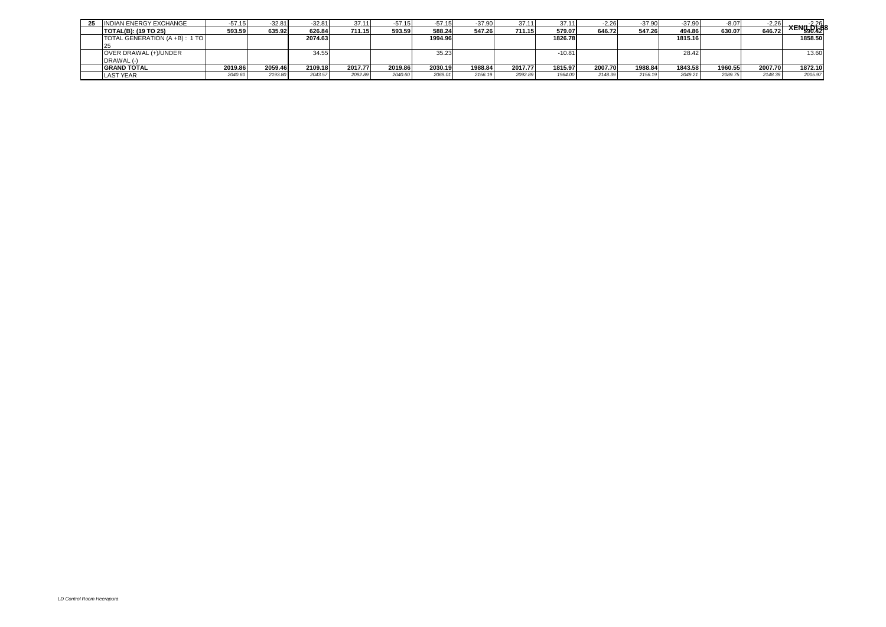| | | | | | | | | | | | | | | | | |
|---|---|---|---|---|---|---|---|---|---|---|---|---|---|---|---|---|
| **25** | INDIAN ENERGY EXCHANGE | -57.15 | -32.81 | -32.81 | 37.11 | -57.15 | -57.15 | -37.90 | 37.11 | 37.11 | -2.26 | -37.90 | -37.90 | -8.07 | -2.26 | -2.26 |
| | **TOTAL(B): (19 TO 25)** | **593.59** | **635.92** | **626.84** | **711.15** | **593.59** | **588.24** | **547.26** | **711.15** | **579.07** | **646.72** | **547.26** | **494.86** | **630.07** | **646.72** | **590.42** |
| | TOTAL GENERATION (A +B) : 1 TO 25 | | | **2074.63** | | | **1994.96** | | | **1826.78** | | | **1815.16** | | | **1858.50** |
| | OVER DRAWAL (+)/UNDER DRAWAL (-) | | | 34.55 | | | 35.23 | | | -10.81 | | | 28.42 | | | 13.60 |
| | **GRAND TOTAL** | **2019.86** | **2059.46** | **2109.18** | **2017.77** | **2019.86** | **2030.19** | **1988.84** | **2017.77** | **1815.97** | **2007.70** | **1988.84** | **1843.58** | **1960.55** | **2007.70** | **1872.10** |
| | LAST YEAR | *2040.60* | *2193.80* | *2043.57* | *2092.89* | *2040.60* | *2069.01* | *2156.19* | *2092.89* | *1964.00* | *2148.39* | *2156.19* | *2049.21* | *2089.75* | *2148.39* | *2005.97* |

**XEN(LD)-88**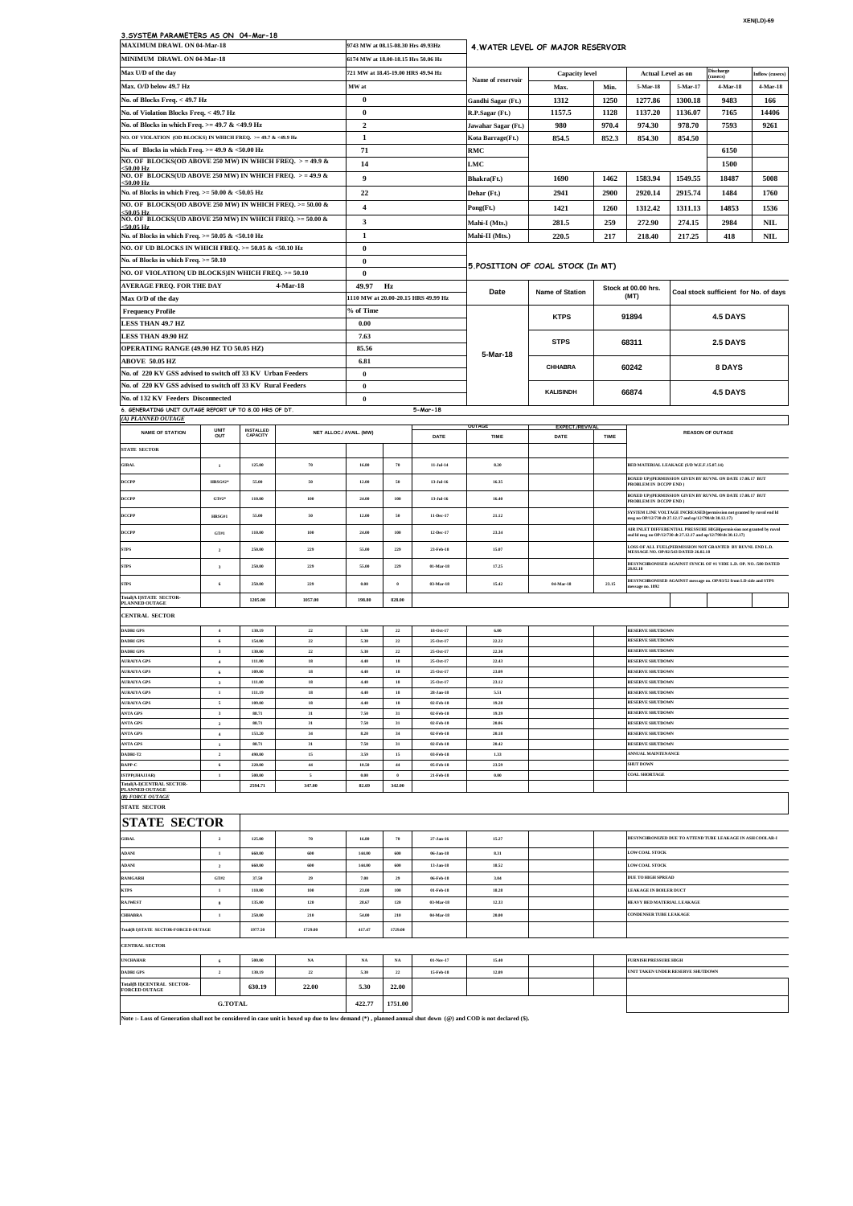XEN(LD)-69

### 3. SYSTEM PARAMETERS AS ON 04-Mar-18

| | | |
|---|---|---|
| MAXIMUM DRAWL ON 04-Mar-18 | 9743 MW at 08.15-08.30 Hrs 49.93Hz | |
| MINIMUM DRAWL ON 04-Mar-18 | 6174 MW at 18.00-18.15 Hrs 50.06 Hz | |
| Max U/D of the day | 721 MW at 18.45-19.00 HRS 49.94 Hz | |
| Max. O/D below 49.7 Hz | MW at | |
| No. of Blocks Freq. < 49.7 Hz | 0 | |
| No. of Violation Blocks Freq. < 49.7 Hz | 0 | |
| No. of Blocks in which Freq. >= 49.7 & <49.9 Hz | 2 | |
| NO. OF VIOLATION (OD BLOCKS) IN WHICH FREQ. >= 49.7 & <49.9 Hz | 1 | |
| No. of Blocks in which Freq. >= 49.9 & <50.00 Hz | 71 | |
| NO. OF BLOCKS(OD ABOVE 250 MW) IN WHICH FREQ. > = 49.9 & <50.00 Hz | 14 | |
| NO. OF BLOCKS(UD ABOVE 250 MW) IN WHICH FREQ. > = 49.9 & <50.00 Hz | 9 | |
| No. of Blocks in which Freq. >= 50.00 & <50.05 Hz | 22 | |
| NO. OF BLOCKS(OD ABOVE 250 MW) IN WHICH FREQ. >= 50.00 & <50.05 Hz | 4 | |
| NO. OF BLOCKS(UD ABOVE 250 MW) IN WHICH FREQ. >= 50.00 & <50.05 Hz | 3 | |
| No. of Blocks in which Freq. >= 50.05 & <50.10 Hz | 1 | |
| NO. OF UD BLOCKS IN WHICH FREQ. >= 50.05 & <50.10 Hz | 0 | |
| No. of Blocks in which Freq. >= 50.10 | 0 | |
| NO. OF VIOLATION( UD BLOCKS)IN WHICH FREQ. >= 50.10 | 0 | |
| AVERAGE FREQ. FOR THE DAY 4-Mar-18 | 49.97 | Hz |
| Max O/D of the day | 1110 MW at 20.00-20.15 HRS 49.99 Hz | |
| Frequency Profile | % of Time | |
| LESS THAN 49.7 HZ | 0.00 | |
| LESS THAN 49.90 HZ | 7.63 | |
| OPERATING RANGE (49.90 HZ TO 50.05 HZ) | 85.56 | |
| ABOVE 50.05 HZ | 6.81 | |
| No. of 220 KV GSS advised to switch off 33 KV Urban Feeders | 0 | |
| No. of 220 KV GSS advised to switch off 33 KV Rural Feeders | 0 | |
| No. of 132 KV Feeders Disconnected | 0 | |

### 4. WATER LEVEL OF MAJOR RESERVOIR

| Name of reservoir | Capacity level Max. | Capacity level Min. | Actual Level as on 5-Mar-18 | Actual Level as on 5-Mar-17 | Discharge (cusecs) 4-Mar-18 | Inflow (cusecs) 4-Mar-18 |
|---|---|---|---|---|---|---|
| Gandhi Sagar (Ft.) | 1312 | 1250 | 1277.86 | 1300.18 | 9483 | 166 |
| R.P.Sagar (Ft.) | 1157.5 | 1128 | 1137.20 | 1136.07 | 7165 | 14406 |
| Jawahar Sagar (Ft.) | 980 | 970.4 | 974.30 | 978.70 | 7593 | 9261 |
| Kota Barrage(Ft.) | 854.5 | 852.3 | 854.30 | 854.50 | | |
| RMC | | | | | 6150 | |
| LMC | | | | | 1500 | |
| Bhakra(Ft.) | 1690 | 1462 | 1583.94 | 1549.55 | 18487 | 5008 |
| Dehar (Ft.) | 2941 | 2900 | 2920.14 | 2915.74 | 1484 | 1760 |
| Pong(Ft.) | 1421 | 1260 | 1312.42 | 1311.13 | 14853 | 1536 |
| Mahi-I (Mts.) | 281.5 | 259 | 272.90 | 274.15 | 2984 | NIL |
| Mahi-II (Mts.) | 220.5 | 217 | 218.40 | 217.25 | 418 | NIL |

### 5. POSITION OF COAL STOCK (In MT)

| Date | Name of Station | Stock at 00.00 hrs. (MT) | Coal stock sufficient for No. of days |
|---|---|---|---|
| 5-Mar-18 | KTPS | 91894 | 4.5 DAYS |
| | STPS | 68311 | 2.5 DAYS |
| | CHHABRA | 60242 | 8 DAYS |
| | KALISINDH | 66874 | 4.5 DAYS |

### 6. GENERATING UNIT OUTAGE REPORT UP TO 8.00 HRS OF DT. 5-Mar-18

*(A) PLANNED OUTAGE*

| NAME OF STATION | UNIT OUT | INSTALLED CAPACITY | NET ALLOC./ AVAIL. (MW) | | | OUTAGE DATE | OUTAGE TIME | EXPECT./REVIVAL DATE | EXPECT./REVIVAL TIME | REASON OF OUTAGE |
|---|---|---|---|---|---|---|---|---|---|---|
| **STATE SECTOR** | | | | | | | | | | |
| GIRAL | 1 | 125.00 | 70 | 16.80 | 70 | 11-Jul-14 | 8.20 | | | BED MATERIAL LEAKAGE (S/D W.E.F. 15.07.14) |
| DCCPP | HRSG#2* | 55.00 | 50 | 12.00 | 50 | 13-Jul-16 | 16.35 | | | BOXED UP(PERMISSION GIVEN BY RUVNL ON DATE 17.08.17 BUT PROBLEM IN DCCPP END ) |
| DCCPP | GT#2* | 110.00 | 100 | 24.00 | 100 | 13-Jul-16 | 16.40 | | | BOXED UP(PERMISSION GIVEN BY RUVNL ON DATE 17.08.17 BUT PROBLEM IN DCCPP END ) |
| DCCPP | HRSG#1 | 55.00 | 50 | 12.00 | 50 | 11-Dec-17 | 23.12 | | | SYSTEM LINE VOLTAGE INCREASED(permission not granted by ruvnl end ld msg no OP/12/738 dt 27.12.17 and op/12/790/dt 30.12.17) |
| DCCPP | GT#1 | 110.00 | 100 | 24.00 | 100 | 12-Dec-17 | 23.34 | | | AIR INLET DIFFERENTIAL PRESSURE HIGH(permission not granted by ruvnl end ld msg no OP/12/738 dt 27.12.17 and op/12/790/dt 30.12.17) |
| STPS | 2 | 250.00 | 229 | 55.00 | 229 | 23-Feb-18 | 15.07 | | | LOSS OF ALL FUEL(PERMISSION NOT GRANTED BY RUVNL END L.D. MESSAGE NO. OP/02/543 DATED 26.02.18 |
| STPS | 3 | 250.00 | 229 | 55.00 | 229 | 01-Mar-18 | 17.25 | | | DESYNCHRONISED AGAINST SYNCH. OF #1 VIDE L.D. OP. NO. /580 DATED 28.02.18 |
| STPS | 6 | 250.00 | 229 | 0.00 | 0 | 03-Mar-18 | 15.42 | 04-Mar-18 | 23.15 | DESYNCHRONISED AGAINST message no. OP/03/52 from LD side and STPS message no. 1892 |
| Total(A I)STATE SECTOR-PLANNED OUTAGE | | 1205.00 | 1057.00 | 198.80 | 828.00 | | | | | |
| **CENTRAL SECTOR** | | | | | | | | | | |
| DADRI GPS | 4 | 130.19 | 22 | 5.30 | 22 | 10-Oct-17 | 6.00 | | | RESERVE SHUTDOWN |
| DADRI GPS | 6 | 154.00 | 22 | 5.30 | 22 | 25-Oct-17 | 22.22 | | | RESERVE SHUTDOWN |
| DADRI GPS | 3 | 130.00 | 22 | 5.30 | 22 | 25-Oct-17 | 22.30 | | | RESERVE SHUTDOWN |
| AURAIYA GPS | 4 | 111.00 | 18 | 4.40 | 18 | 25-Oct-17 | 22.43 | | | RESERVE SHUTDOWN |
| AURAIYA GPS | 6 | 109.00 | 18 | 4.40 | 18 | 25-Oct-17 | 23.09 | | | RESERVE SHUTDOWN |
| AURAIYA GPS | 3 | 111.00 | 18 | 4.40 | 18 | 25-Oct-17 | 23.12 | | | RESERVE SHUTDOWN |
| AURAIYA GPS | 1 | 111.19 | 18 | 4.40 | 18 | 20-Jan-18 | 5.51 | | | RESERVE SHUTDOWN |
| AURAIYA GPS | 5 | 109.00 | 18 | 4.40 | 18 | 02-Feb-18 | 19.20 | | | RESERVE SHUTDOWN |
| ANTA GPS | 3 | 88.71 | 31 | 7.50 | 31 | 02-Feb-18 | 19.39 | | | RESERVE SHUTDOWN |
| ANTA GPS | 2 | 88.71 | 31 | 7.50 | 31 | 02-Feb-18 | 20.06 | | | RESERVE SHUTDOWN |
| ANTA GPS | 4 | 153.20 | 34 | 8.20 | 34 | 02-Feb-18 | 20.18 | | | RESERVE SHUTDOWN |
| ANTA GPS | 1 | 88.71 | 31 | 7.50 | 31 | 02-Feb-18 | 20.42 | | | RESERVE SHUTDOWN |
| DADRI-T2 | 2 | 490.00 | 15 | 3.59 | 15 | 03-Feb-18 | 1.33 | | | ANNUAL MAINTENANCE |
| RAPP-C | 6 | 220.00 | 44 | 10.50 | 44 | 05-Feb-18 | 23.59 | | | SHUT DOWN |
| ISTPP(JHAJJAR) | 1 | 500.00 | 5 | 0.00 | 0 | 21-Feb-18 | 0.00 | | | COAL SHORTAGE |
| Total(A-I)CENTRAL SECTOR-PLANNED OUTAGE | | 2594.71 | 347.00 | 82.69 | 342.00 | | | | | |
| *(B) FORCE OUTAGE* | | | | | | | | | | |
| **STATE SECTOR** | | | | | | | | | | |
| GIRAL | 2 | 125.00 | 70 | 16.80 | 70 | 27-Jan-16 | 15.27 | | | DESYNCHRONIZED DUE TO ATTEND TUBE LEAKAGE IN ASH COOLAR-I |
| ADANI | 1 | 660.00 | 600 | 144.00 | 600 | 06-Jan-18 | 8.31 | | | LOW COAL STOCK |
| ADANI | 2 | 660.00 | 600 | 144.00 | 600 | 13-Jan-18 | 18.52 | | | LOW COAL STOCK |
| RAMGARH | GT#2 | 37.50 | 29 | 7.00 | 29 | 06-Feb-18 | 3.04 | | | DUE TO HIGH SPREAD |
| KTPS | 1 | 110.00 | 100 | 23.00 | 100 | 01-Feb-18 | 18.28 | | | LEAKAGE IN BOILER DUCT |
| RAJWEST | 8 | 135.00 | 120 | 28.67 | 120 | 03-Mar-18 | 12.33 | | | HEAVY BED MATERIAL LEAKAGE |
| CHHABRA | 1 | 250.00 | 210 | 54.00 | 210 | 04-Mar-18 | 20.00 | | | CONDENSER TUBE LEAKAGE |
| Total(B I)STATE SECTOR-FORCED OUTAGE | | 1977.50 | 1729.00 | 417.47 | 1729.00 | | | | | |
| **CENTRAL SECTOR** | | | | | | | | | | |
| UNCHAHAR | 6 | 500.00 | NA | NA | NA | 01-Nov-17 | 15.40 | | | FURNISH PRESSURE HIGH |
| DADRI GPS | 2 | 130.19 | 22 | 5.30 | 22 | 15-Feb-18 | 12.09 | | | UNIT TAKEN UNDER RESERVE SHUTDOWN |
| Total(B II)CENTRAL SECTOR-FORCED OUTAGE | | 630.19 | 22.00 | 5.30 | 22.00 | | | | | |
| G.TOTAL | | | | 422.77 | 1751.00 | | | | | |

Note :- Loss of Generation shall not be considered in case unit is boxed up due to low demand (*) , planned annual shut down (@) and COD is not declared ($).